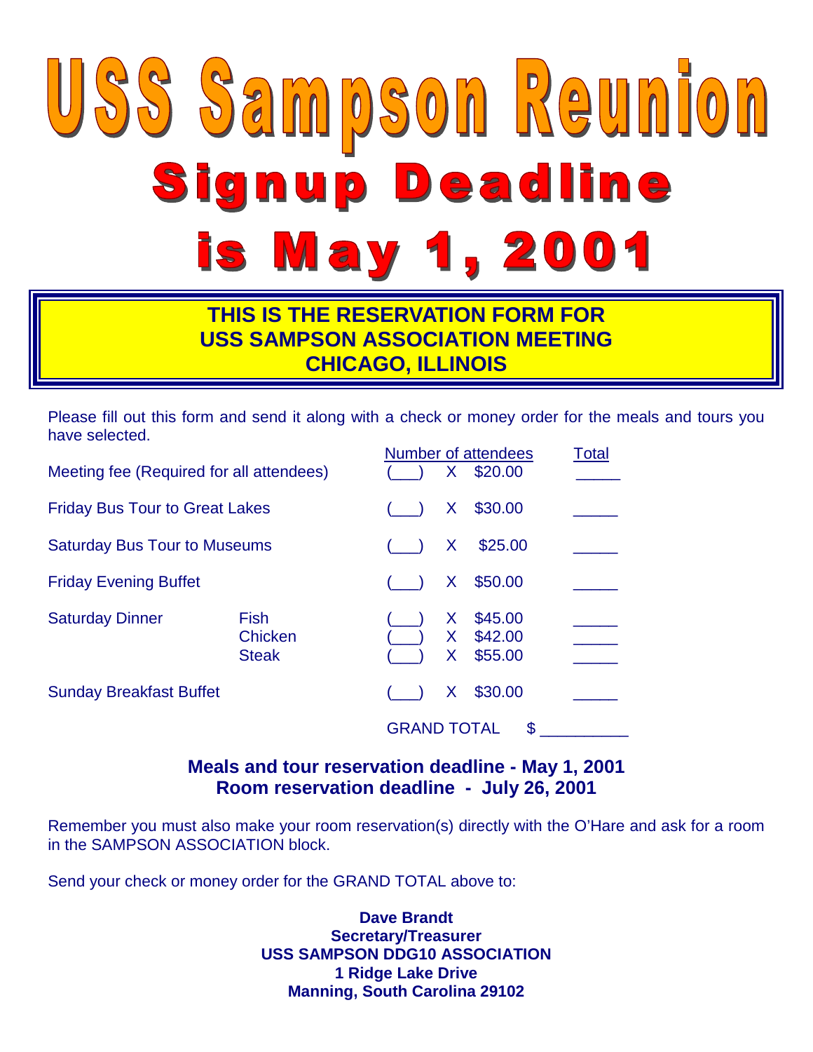# USS Sampson Reunion

## Signup Deadline is May 1, 2001

**THIS IS THE RESERVATION FORM FOR USS SAMPSON ASSOCIATION MEETING CHICAGO, ILLINOIS**

Please fill out this form and send it along with a check or money order for the meals and tours you have selected.

| | | Number of attendees | | | Total |
|---|---|---|---|---|---|
| Meeting fee (Required for all attendees) | | (___) | X | $20.00 | _____ |
| Friday Bus Tour to Great Lakes | | (___) | X | $30.00 | _____ |
| Saturday Bus Tour to Museums | | (___) | X | $25.00 | _____ |
| Friday Evening Buffet | | (___) | X | $50.00 | _____ |
| Saturday Dinner | Fish | (___) | X | $45.00 | _____ |
| | Chicken | (___) | X | $42.00 | _____ |
| | Steak | (___) | X | $55.00 | _____ |
| Sunday Breakfast Buffet | | (___) | X | $30.00 | _____ |
| | | GRAND TOTAL | | $ | __________ |

**Meals and tour reservation deadline - May 1, 2001**
**Room reservation deadline - July 26, 2001**

Remember you must also make your room reservation(s) directly with the O'Hare and ask for a room in the SAMPSON ASSOCIATION block.

Send your check or money order for the GRAND TOTAL above to:

**Dave Brandt**
**Secretary/Treasurer**
**USS SAMPSON DDG10 ASSOCIATION**
**1 Ridge Lake Drive**
**Manning, South Carolina 29102**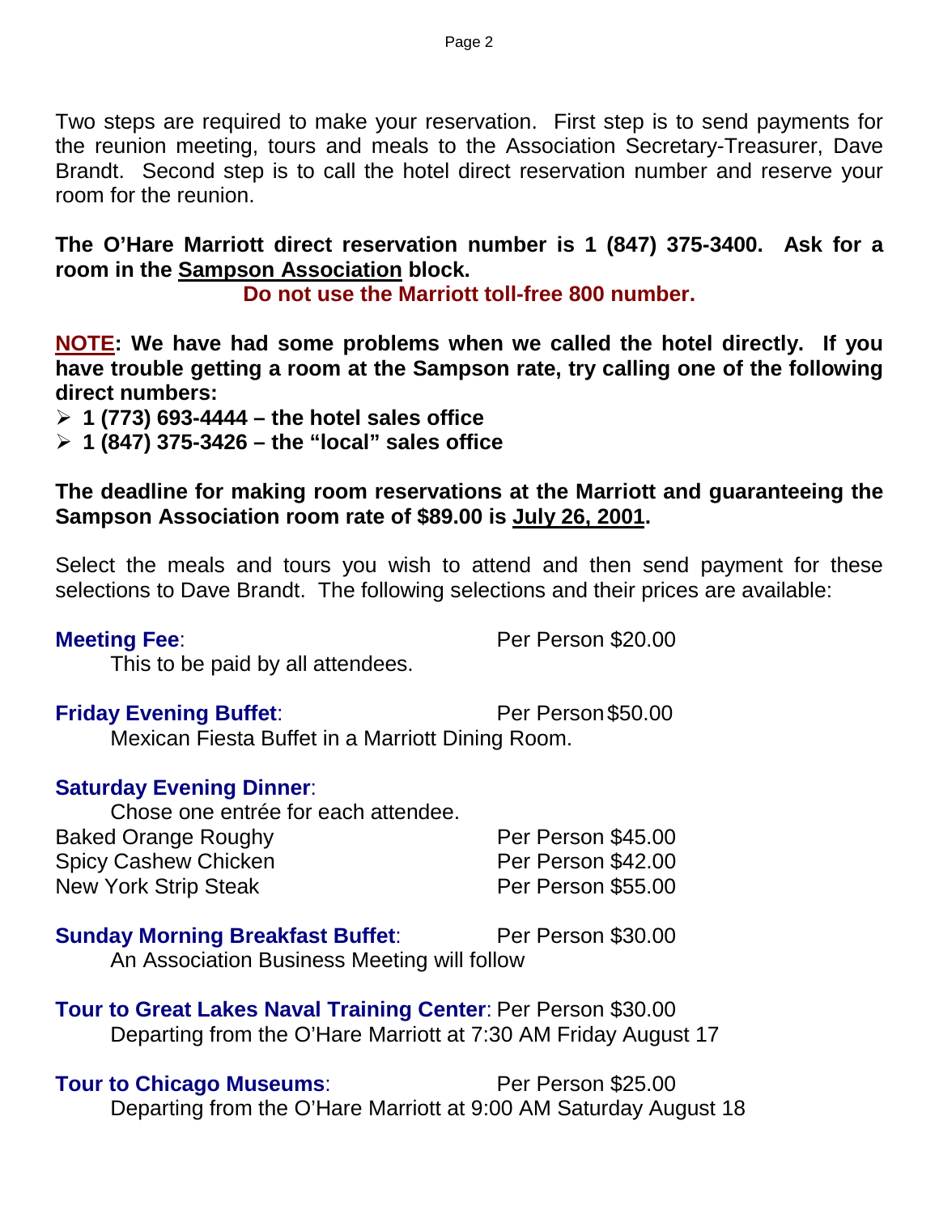Two steps are required to make your reservation. First step is to send payments for the reunion meeting, tours and meals to the Association Secretary-Treasurer, Dave Brandt. Second step is to call the hotel direct reservation number and reserve your room for the reunion.

**The O'Hare Marriott direct reservation number is 1 (847) 375-3400. Ask for a room in the Sampson Association block.**

**Do not use the Marriott toll-free 800 number.**

**NOTE: We have had some problems when we called the hotel directly. If you have trouble getting a room at the Sampson rate, try calling one of the following direct numbers:**

- **1 (773) 693-4444 – the hotel sales office**
- **1 (847) 375-3426 – the "local" sales office**

**The deadline for making room reservations at the Marriott and guaranteeing the Sampson Association room rate of $89.00 is July 26, 2001.**

Select the meals and tours you wish to attend and then send payment for these selections to Dave Brandt. The following selections and their prices are available:

**Meeting Fee**: Per Person $20.00
This to be paid by all attendees.

**Friday Evening Buffet**: Per Person $50.00
Mexican Fiesta Buffet in a Marriott Dining Room.

**Saturday Evening Dinner**:
Chose one entrée for each attendee.

| | |
|---|---|
| Baked Orange Roughy | Per Person $45.00 |
| Spicy Cashew Chicken | Per Person $42.00 |
| New York Strip Steak | Per Person $55.00 |

**Sunday Morning Breakfast Buffet**: Per Person $30.00
An Association Business Meeting will follow

**Tour to Great Lakes Naval Training Center**: Per Person $30.00
Departing from the O'Hare Marriott at 7:30 AM Friday August 17

**Tour to Chicago Museums**: Per Person $25.00
Departing from the O'Hare Marriott at 9:00 AM Saturday August 18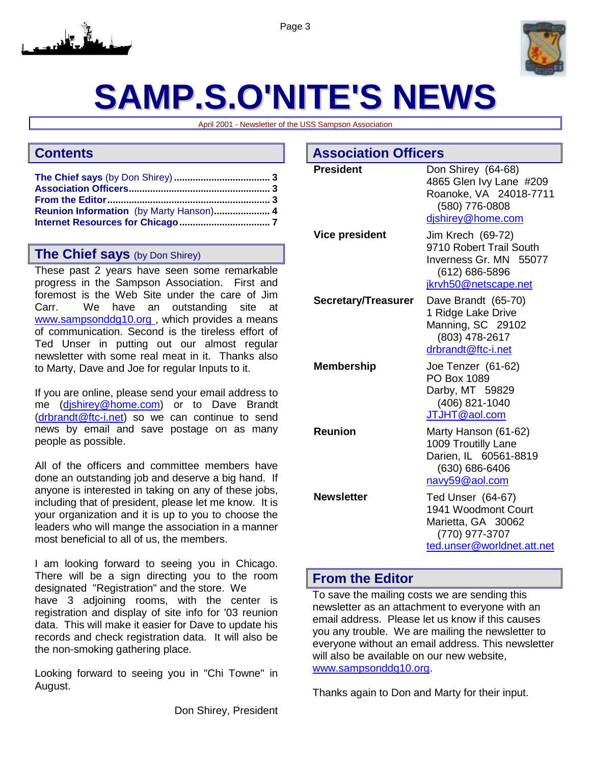# SAMP.S.O'NITE'S NEWS

April 2001 - Newsletter of the USS Sampson Association

## Contents

**The Chief says** (by Don Shirey) .................................... **3**
**Association Officers** ..................................................... **3**
**From the Editor** ............................................................ **3**
**Reunion Information** (by Marty Hanson) ..................... **4**
**Internet Resources for Chicago** ................................. **7**

## The Chief says (by Don Shirey)

These past 2 years have seen some remarkable progress in the Sampson Association. First and foremost is the Web Site under the care of Jim Carr. We have an outstanding site at www.sampsonddg10.org , which provides a means of communication. Second is the tireless effort of Ted Unser in putting out our almost regular newsletter with some real meat in it. Thanks also to Marty, Dave and Joe for regular Inputs to it.

If you are online, please send your email address to me (djshirey@home.com) or to Dave Brandt (drbrandt@ftc-i.net) so we can continue to send news by email and save postage on as many people as possible.

All of the officers and committee members have done an outstanding job and deserve a big hand. If anyone is interested in taking on any of these jobs, including that of president, please let me know. It is your organization and it is up to you to choose the leaders who will mange the association in a manner most beneficial to all of us, the members.

I am looking forward to seeing you in Chicago. There will be a sign directing you to the room designated "Registration" and the store. We have 3 adjoining rooms, with the center is registration and display of site info for '03 reunion data. This will make it easier for Dave to update his records and check registration data. It will also be the non-smoking gathering place.

Looking forward to seeing you in "Chi Towne" in August.

Don Shirey, President

## Association Officers

| | |
|---|---|
| **President** | Don Shirey (64-68)<br>4865 Glen Ivy Lane #209<br>Roanoke, VA 24018-7711<br>(580) 776-0808<br>djshirey@home.com |
| **Vice president** | Jim Krech (69-72)<br>9710 Robert Trail South<br>Inverness Gr. MN 55077<br>(612) 686-5896<br>jkrvh50@netscape.net |
| **Secretary/Treasurer** | Dave Brandt (65-70)<br>1 Ridge Lake Drive<br>Manning, SC 29102<br>(803) 478-2617<br>drbrandt@ftc-i.net |
| **Membership** | Joe Tenzer (61-62)<br>PO Box 1089<br>Darby, MT 59829<br>(406) 821-1040<br>JTJHT@aol.com |
| **Reunion** | Marty Hanson (61-62)<br>1009 Troutilly Lane<br>Darien, IL 60561-8819<br>(630) 686-6406<br>navy59@aol.com |
| **Newsletter** | Ted Unser (64-67)<br>1941 Woodmont Court<br>Marietta, GA 30062<br>(770) 977-3707<br>ted.unser@worldnet.att.net |

## From the Editor

To save the mailing costs we are sending this newsletter as an attachment to everyone with an email address. Please let us know if this causes you any trouble. We are mailing the newsletter to everyone without an email address. This newsletter will also be available on our new website, www.sampsonddg10.org.

Thanks again to Don and Marty for their input.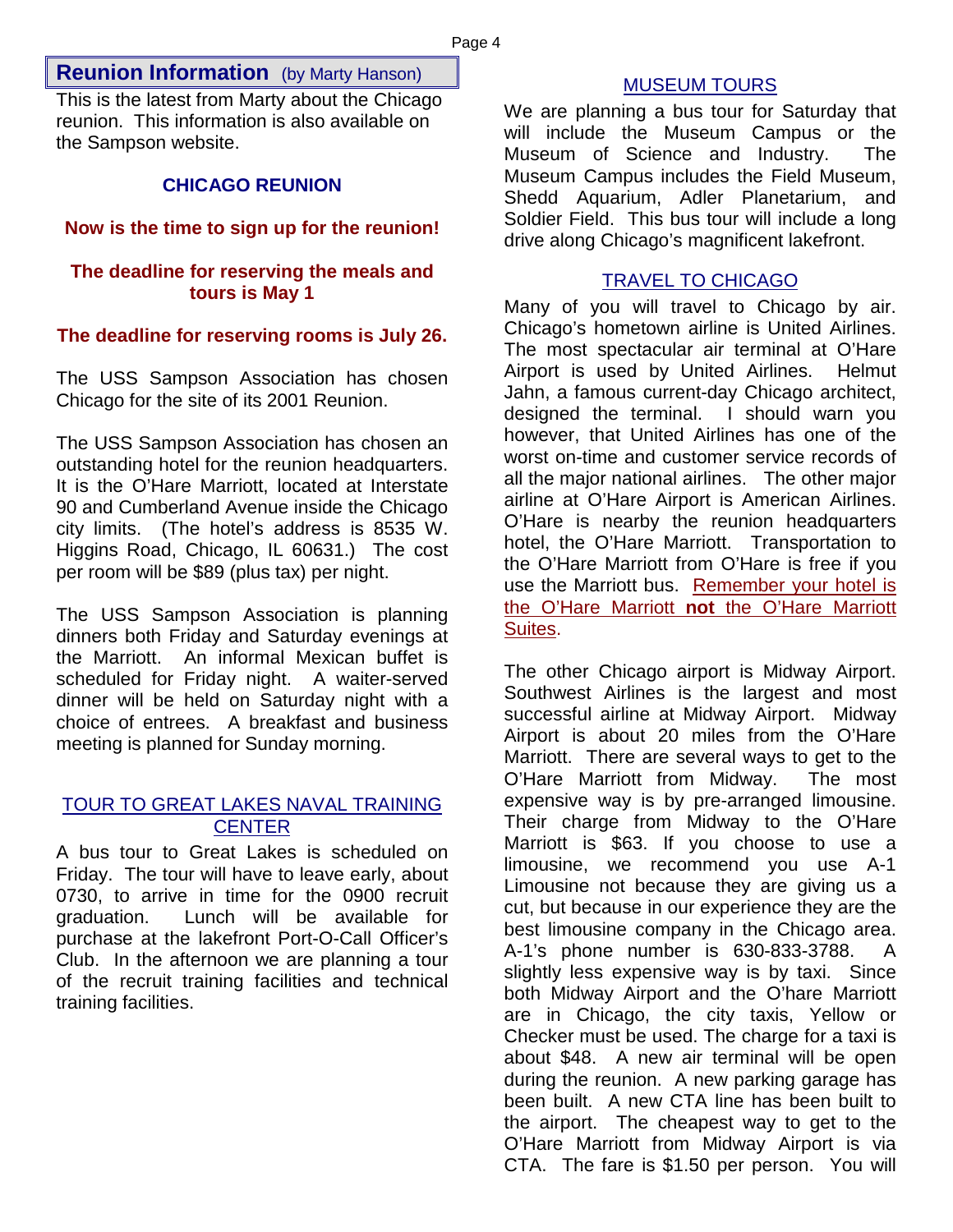## Reunion Information (by Marty Hanson)

This is the latest from Marty about the Chicago reunion. This information is also available on the Sampson website.

### CHICAGO REUNION

**Now is the time to sign up for the reunion!**

**The deadline for reserving the meals and tours is May 1**

**The deadline for reserving rooms is July 26.**

The USS Sampson Association has chosen Chicago for the site of its 2001 Reunion.

The USS Sampson Association has chosen an outstanding hotel for the reunion headquarters. It is the O'Hare Marriott, located at Interstate 90 and Cumberland Avenue inside the Chicago city limits. (The hotel's address is 8535 W. Higgins Road, Chicago, IL 60631.) The cost per room will be $89 (plus tax) per night.

The USS Sampson Association is planning dinners both Friday and Saturday evenings at the Marriott. An informal Mexican buffet is scheduled for Friday night. A waiter-served dinner will be held on Saturday night with a choice of entrees. A breakfast and business meeting is planned for Sunday morning.

### TOUR TO GREAT LAKES NAVAL TRAINING CENTER

A bus tour to Great Lakes is scheduled on Friday. The tour will have to leave early, about 0730, to arrive in time for the 0900 recruit graduation. Lunch will be available for purchase at the lakefront Port-O-Call Officer's Club. In the afternoon we are planning a tour of the recruit training facilities and technical training facilities.

### MUSEUM TOURS

We are planning a bus tour for Saturday that will include the Museum Campus or the Museum of Science and Industry. The Museum Campus includes the Field Museum, Shedd Aquarium, Adler Planetarium, and Soldier Field. This bus tour will include a long drive along Chicago's magnificent lakefront.

### TRAVEL TO CHICAGO

Many of you will travel to Chicago by air. Chicago's hometown airline is United Airlines. The most spectacular air terminal at O'Hare Airport is used by United Airlines. Helmut Jahn, a famous current-day Chicago architect, designed the terminal. I should warn you however, that United Airlines has one of the worst on-time and customer service records of all the major national airlines. The other major airline at O'Hare Airport is American Airlines. O'Hare is nearby the reunion headquarters hotel, the O'Hare Marriott. Transportation to the O'Hare Marriott from O'Hare is free if you use the Marriott bus. Remember your hotel is the O'Hare Marriott **not** the O'Hare Marriott Suites.

The other Chicago airport is Midway Airport. Southwest Airlines is the largest and most successful airline at Midway Airport. Midway Airport is about 20 miles from the O'Hare Marriott. There are several ways to get to the O'Hare Marriott from Midway. The most expensive way is by pre-arranged limousine. Their charge from Midway to the O'Hare Marriott is $63. If you choose to use a limousine, we recommend you use A-1 Limousine not because they are giving us a cut, but because in our experience they are the best limousine company in the Chicago area. A-1's phone number is 630-833-3788. A slightly less expensive way is by taxi. Since both Midway Airport and the O'hare Marriott are in Chicago, the city taxis, Yellow or Checker must be used. The charge for a taxi is about $48. A new air terminal will be open during the reunion. A new parking garage has been built. A new CTA line has been built to the airport. The cheapest way to get to the O'Hare Marriott from Midway Airport is via CTA. The fare is $1.50 per person. You will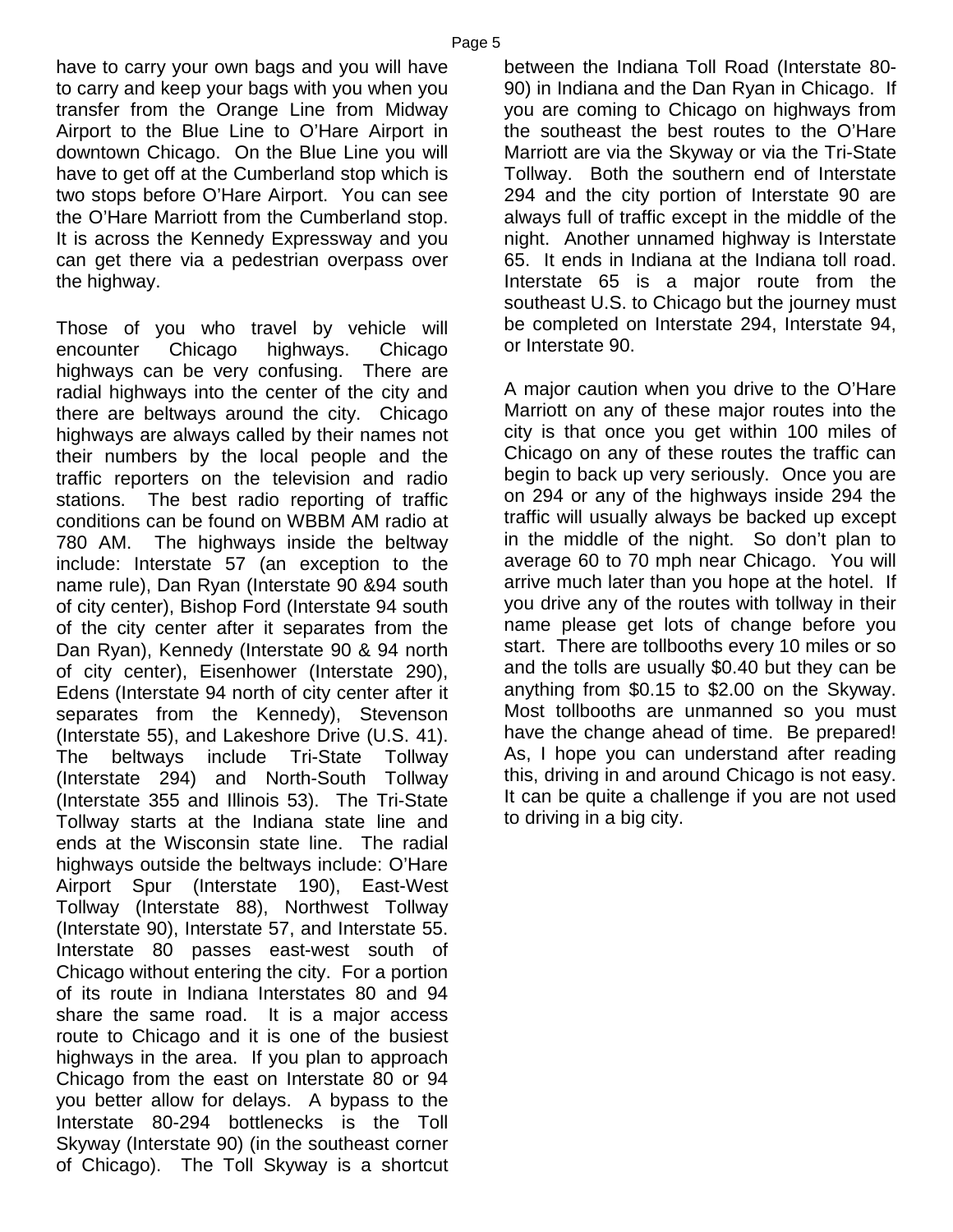have to carry your own bags and you will have to carry and keep your bags with you when you transfer from the Orange Line from Midway Airport to the Blue Line to O'Hare Airport in downtown Chicago. On the Blue Line you will have to get off at the Cumberland stop which is two stops before O'Hare Airport. You can see the O'Hare Marriott from the Cumberland stop. It is across the Kennedy Expressway and you can get there via a pedestrian overpass over the highway.

Those of you who travel by vehicle will encounter Chicago highways. Chicago highways can be very confusing. There are radial highways into the center of the city and there are beltways around the city. Chicago highways are always called by their names not their numbers by the local people and the traffic reporters on the television and radio stations. The best radio reporting of traffic conditions can be found on WBBM AM radio at 780 AM. The highways inside the beltway include: Interstate 57 (an exception to the name rule), Dan Ryan (Interstate 90 &94 south of city center), Bishop Ford (Interstate 94 south of the city center after it separates from the Dan Ryan), Kennedy (Interstate 90 & 94 north of city center), Eisenhower (Interstate 290), Edens (Interstate 94 north of city center after it separates from the Kennedy), Stevenson (Interstate 55), and Lakeshore Drive (U.S. 41). The beltways include Tri-State Tollway (Interstate 294) and North-South Tollway (Interstate 355 and Illinois 53). The Tri-State Tollway starts at the Indiana state line and ends at the Wisconsin state line. The radial highways outside the beltways include: O'Hare Airport Spur (Interstate 190), East-West Tollway (Interstate 88), Northwest Tollway (Interstate 90), Interstate 57, and Interstate 55. Interstate 80 passes east-west south of Chicago without entering the city. For a portion of its route in Indiana Interstates 80 and 94 share the same road. It is a major access route to Chicago and it is one of the busiest highways in the area. If you plan to approach Chicago from the east on Interstate 80 or 94 you better allow for delays. A bypass to the Interstate 80-294 bottlenecks is the Toll Skyway (Interstate 90) (in the southeast corner of Chicago). The Toll Skyway is a shortcut between the Indiana Toll Road (Interstate 80-90) in Indiana and the Dan Ryan in Chicago. If you are coming to Chicago on highways from the southeast the best routes to the O'Hare Marriott are via the Skyway or via the Tri-State Tollway. Both the southern end of Interstate 294 and the city portion of Interstate 90 are always full of traffic except in the middle of the night. Another unnamed highway is Interstate 65. It ends in Indiana at the Indiana toll road. Interstate 65 is a major route from the southeast U.S. to Chicago but the journey must be completed on Interstate 294, Interstate 94, or Interstate 90.

A major caution when you drive to the O'Hare Marriott on any of these major routes into the city is that once you get within 100 miles of Chicago on any of these routes the traffic can begin to back up very seriously. Once you are on 294 or any of the highways inside 294 the traffic will usually always be backed up except in the middle of the night. So don't plan to average 60 to 70 mph near Chicago. You will arrive much later than you hope at the hotel. If you drive any of the routes with tollway in their name please get lots of change before you start. There are tollbooths every 10 miles or so and the tolls are usually $0.40 but they can be anything from $0.15 to $2.00 on the Skyway. Most tollbooths are unmanned so you must have the change ahead of time. Be prepared! As, I hope you can understand after reading this, driving in and around Chicago is not easy. It can be quite a challenge if you are not used to driving in a big city.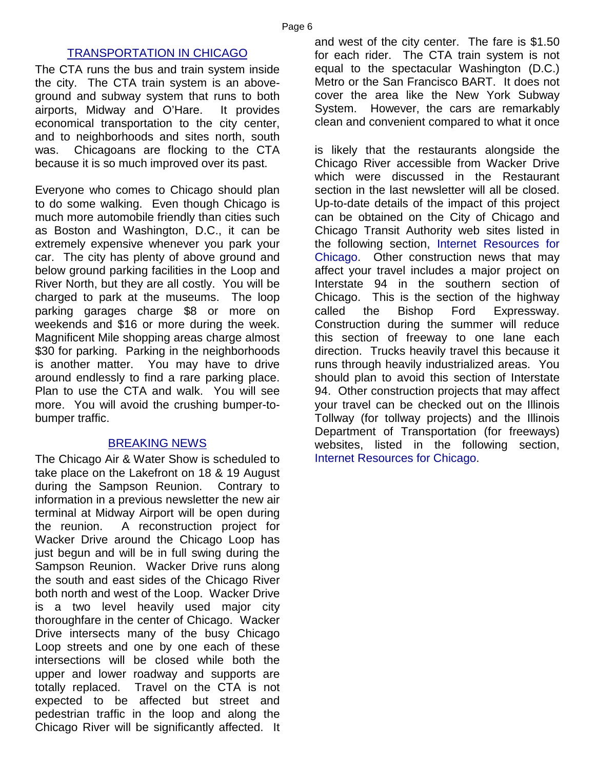## TRANSPORTATION IN CHICAGO

The CTA runs the bus and train system inside the city. The CTA train system is an above-ground and subway system that runs to both airports, Midway and O'Hare. It provides economical transportation to the city center, and to neighborhoods and sites north, south and west of the city center. The fare is $1.50 for each rider. The CTA train system is not equal to the spectacular Washington (D.C.) Metro or the San Francisco BART. It does not cover the area like the New York Subway System. However, the cars are remarkably clean and convenient compared to what it once was. Chicagoans are flocking to the CTA because it is so much improved over its past.

Everyone who comes to Chicago should plan to do some walking. Even though Chicago is much more automobile friendly than cities such as Boston and Washington, D.C., it can be extremely expensive whenever you park your car. The city has plenty of above ground and below ground parking facilities in the Loop and River North, but they are all costly. You will be charged to park at the museums. The loop parking garages charge $8 or more on weekends and $16 or more during the week. Magnificent Mile shopping areas charge almost $30 for parking. Parking in the neighborhoods is another matter. You may have to drive around endlessly to find a rare parking place. Plan to use the CTA and walk. You will see more. You will avoid the crushing bumper-to-bumper traffic.

## BREAKING NEWS

The Chicago Air & Water Show is scheduled to take place on the Lakefront on 18 & 19 August during the Sampson Reunion. Contrary to information in a previous newsletter the new air terminal at Midway Airport will be open during the reunion. A reconstruction project for Wacker Drive around the Chicago Loop has just begun and will be in full swing during the Sampson Reunion. Wacker Drive runs along the south and east sides of the Chicago River both north and west of the Loop. Wacker Drive is a two level heavily used major city thoroughfare in the center of Chicago. Wacker Drive intersects many of the busy Chicago Loop streets and one by one each of these intersections will be closed while both the upper and lower roadway and supports are totally replaced. Travel on the CTA is not expected to be affected but street and pedestrian traffic in the loop and along the Chicago River will be significantly affected. It is likely that the restaurants alongside the Chicago River accessible from Wacker Drive which were discussed in the Restaurant section in the last newsletter will all be closed. Up-to-date details of the impact of this project can be obtained on the City of Chicago and Chicago Transit Authority web sites listed in the following section, Internet Resources for Chicago. Other construction news that may affect your travel includes a major project on Interstate 94 in the southern section of Chicago. This is the section of the highway called the Bishop Ford Expressway. Construction during the summer will reduce this section of freeway to one lane each direction. Trucks heavily travel this because it runs through heavily industrialized areas. You should plan to avoid this section of Interstate 94. Other construction projects that may affect your travel can be checked out on the Illinois Tollway (for tollway projects) and the Illinois Department of Transportation (for freeways) websites, listed in the following section, Internet Resources for Chicago.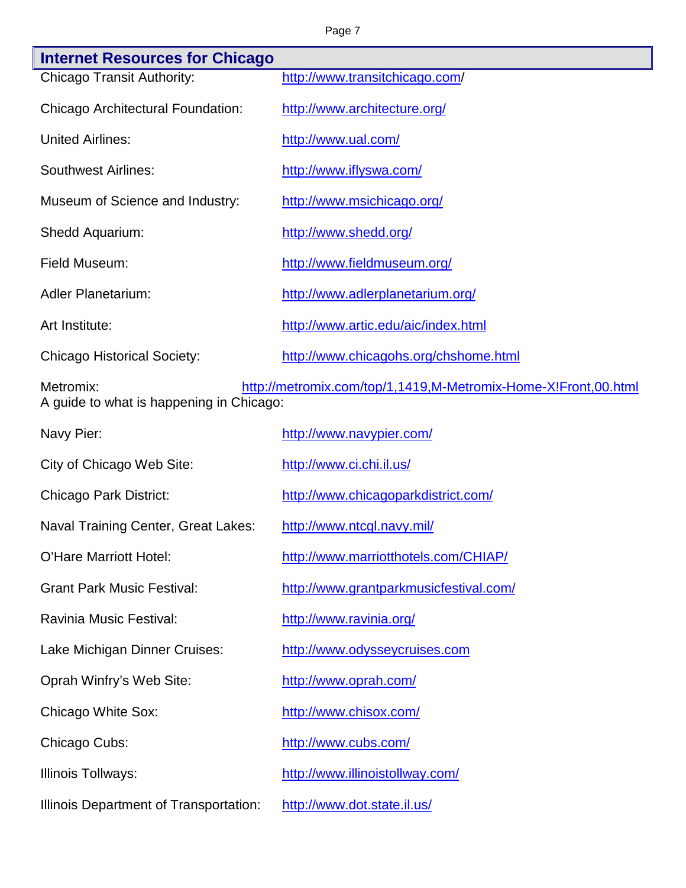## Internet Resources for Chicago

| | |
|---|---|
| Chicago Transit Authority: | http://www.transitchicago.com/ |
| Chicago Architectural Foundation: | http://www.architecture.org/ |
| United Airlines: | http://www.ual.com/ |
| Southwest Airlines: | http://www.iflyswa.com/ |
| Museum of Science and Industry: | http://www.msichicago.org/ |
| Shedd Aquarium: | http://www.shedd.org/ |
| Field Museum: | http://www.fieldmuseum.org/ |
| Adler Planetarium: | http://www.adlerplanetarium.org/ |
| Art Institute: | http://www.artic.edu/aic/index.html |
| Chicago Historical Society: | http://www.chicagohs.org/chshome.html |
| Metromix: A guide to what is happening in Chicago: | http://metromix.com/top/1,1419,M-Metromix-Home-X!Front,00.html |
| Navy Pier: | http://www.navypier.com/ |
| City of Chicago Web Site: | http://www.ci.chi.il.us/ |
| Chicago Park District: | http://www.chicagoparkdistrict.com/ |
| Naval Training Center, Great Lakes: | http://www.ntcgl.navy.mil/ |
| O'Hare Marriott Hotel: | http://www.marriotthotels.com/CHIAP/ |
| Grant Park Music Festival: | http://www.grantparkmusicfestival.com/ |
| Ravinia Music Festival: | http://www.ravinia.org/ |
| Lake Michigan Dinner Cruises: | http://www.odysseycruises.com |
| Oprah Winfry's Web Site: | http://www.oprah.com/ |
| Chicago White Sox: | http://www.chisox.com/ |
| Chicago Cubs: | http://www.cubs.com/ |
| Illinois Tollways: | http://www.illinoistollway.com/ |
| Illinois Department of Transportation: | http://www.dot.state.il.us/ |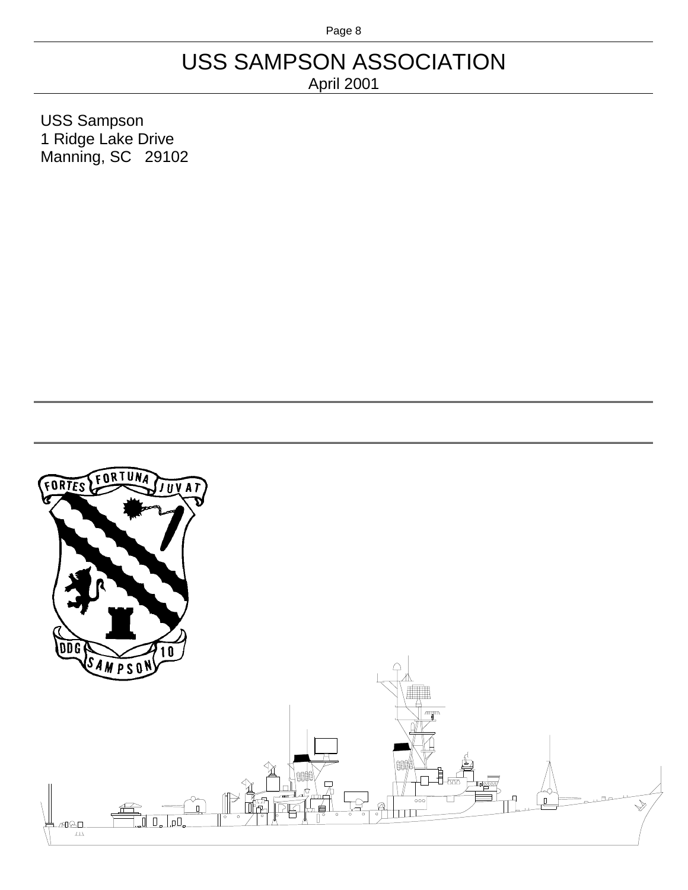# USS SAMPSON ASSOCIATION

April 2001

USS Sampson
1 Ridge Lake Drive
Manning, SC 29102

FORTES FORTUNA JUVAT

DDG SAMPSON 10